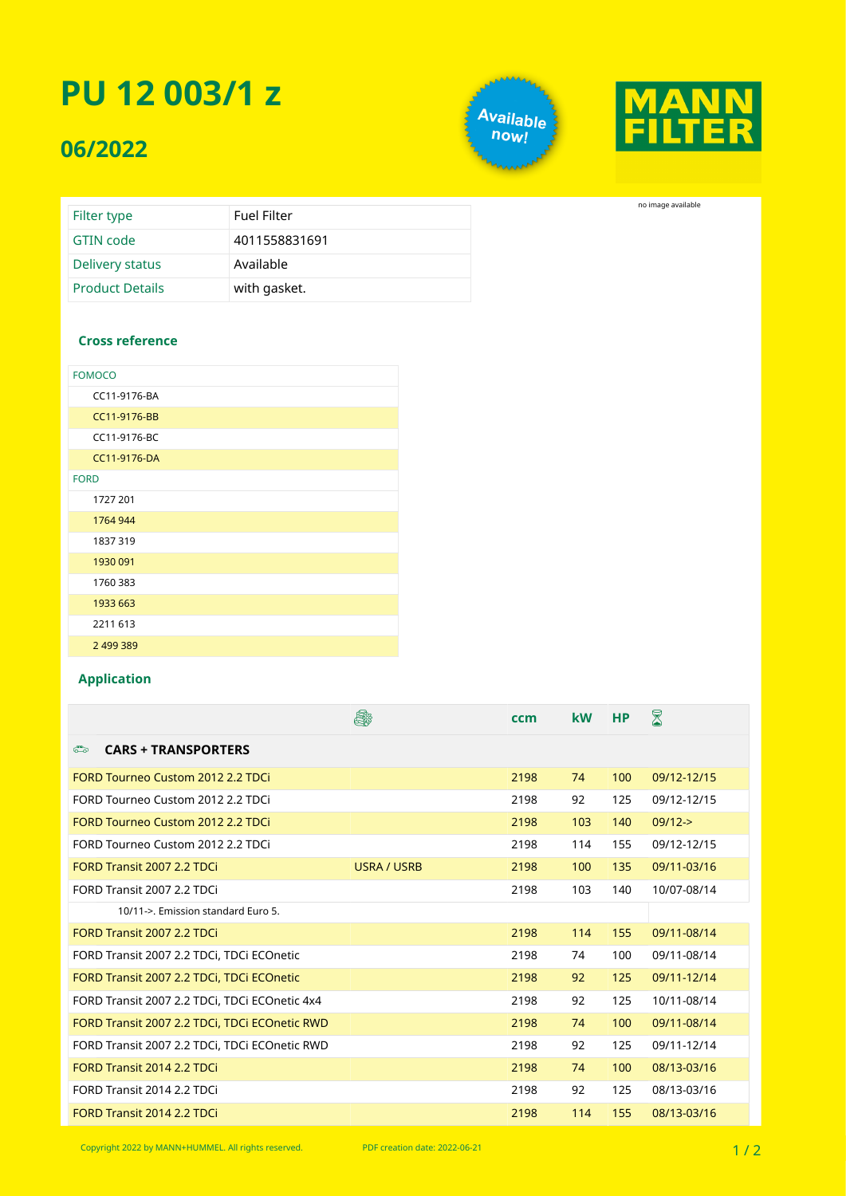# PU 12 003/1 z

## 06/2022

Available now!

MANN FILTER

no image available

| Filter type | Fuel Filter |
|---|---|
| GTIN code | 4011558831691 |
| Delivery status | Available |
| Product Details | with gasket. |

### Cross reference

| FOMOCO |
|---|
| CC11-9176-BA |
| CC11-9176-BB |
| CC11-9176-BC |
| CC11-9176-DA |
| **FORD** |
| 1727 201 |
| 1764 944 |
| 1837 319 |
| 1930 091 |
| 1760 383 |
| 1933 663 |
| 2211 613 |
| 2 499 389 |

### Application

| | | ccm | kW | HP | |
|---|---|---|---|---|---|
| **CARS + TRANSPORTERS** | | | | | |
| FORD Tourneo Custom 2012 2.2 TDCi | | 2198 | 74 | 100 | 09/12-12/15 |
| FORD Tourneo Custom 2012 2.2 TDCi | | 2198 | 92 | 125 | 09/12-12/15 |
| FORD Tourneo Custom 2012 2.2 TDCi | | 2198 | 103 | 140 | 09/12-> |
| FORD Tourneo Custom 2012 2.2 TDCi | | 2198 | 114 | 155 | 09/12-12/15 |
| FORD Transit 2007 2.2 TDCi | USRA / USRB | 2198 | 100 | 135 | 09/11-03/16 |
| FORD Transit 2007 2.2 TDCi | | 2198 | 103 | 140 | 10/07-08/14 |
| 10/11->. Emission standard Euro 5. | | | | | |
| FORD Transit 2007 2.2 TDCi | | 2198 | 114 | 155 | 09/11-08/14 |
| FORD Transit 2007 2.2 TDCi, TDCi ECOnetic | | 2198 | 74 | 100 | 09/11-08/14 |
| FORD Transit 2007 2.2 TDCi, TDCi ECOnetic | | 2198 | 92 | 125 | 09/11-12/14 |
| FORD Transit 2007 2.2 TDCi, TDCi ECOnetic 4x4 | | 2198 | 92 | 125 | 10/11-08/14 |
| FORD Transit 2007 2.2 TDCi, TDCi ECOnetic RWD | | 2198 | 74 | 100 | 09/11-08/14 |
| FORD Transit 2007 2.2 TDCi, TDCi ECOnetic RWD | | 2198 | 92 | 125 | 09/11-12/14 |
| FORD Transit 2014 2.2 TDCi | | 2198 | 74 | 100 | 08/13-03/16 |
| FORD Transit 2014 2.2 TDCi | | 2198 | 92 | 125 | 08/13-03/16 |
| FORD Transit 2014 2.2 TDCi | | 2198 | 114 | 155 | 08/13-03/16 |

Copyright 2022 by MANN+HUMMEL. All rights reserved. PDF creation date: 2022-06-21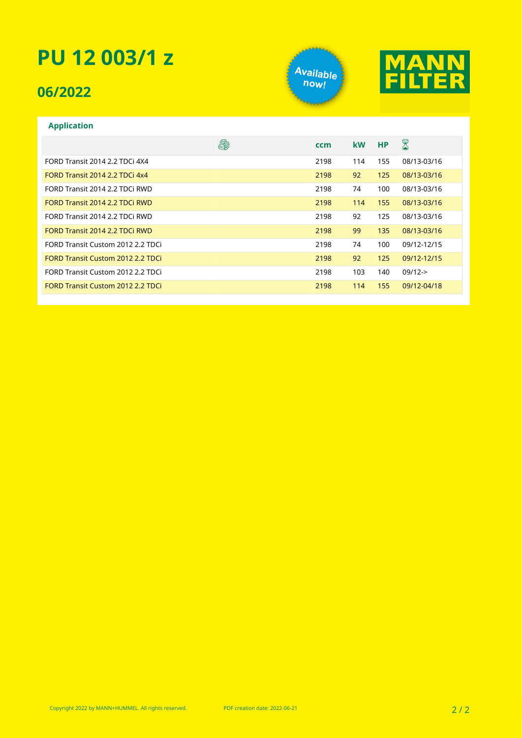# PU 12 003/1 z

## 06/2022

Available now!

MANN FILTER

### Application

| | ccm | kW | HP | |
|---|---|---|---|---|
| FORD Transit 2014 2.2 TDCi 4X4 | 2198 | 114 | 155 | 08/13-03/16 |
| FORD Transit 2014 2.2 TDCi 4x4 | 2198 | 92 | 125 | 08/13-03/16 |
| FORD Transit 2014 2.2 TDCi RWD | 2198 | 74 | 100 | 08/13-03/16 |
| FORD Transit 2014 2.2 TDCi RWD | 2198 | 114 | 155 | 08/13-03/16 |
| FORD Transit 2014 2.2 TDCi RWD | 2198 | 92 | 125 | 08/13-03/16 |
| FORD Transit 2014 2.2 TDCi RWD | 2198 | 99 | 135 | 08/13-03/16 |
| FORD Transit Custom 2012 2.2 TDCi | 2198 | 74 | 100 | 09/12-12/15 |
| FORD Transit Custom 2012 2.2 TDCi | 2198 | 92 | 125 | 09/12-12/15 |
| FORD Transit Custom 2012 2.2 TDCi | 2198 | 103 | 140 | 09/12-> |
| FORD Transit Custom 2012 2.2 TDCi | 2198 | 114 | 155 | 09/12-04/18 |

Copyright 2022 by MANN+HUMMEL. All rights reserved.

PDF creation date: 2022-06-21